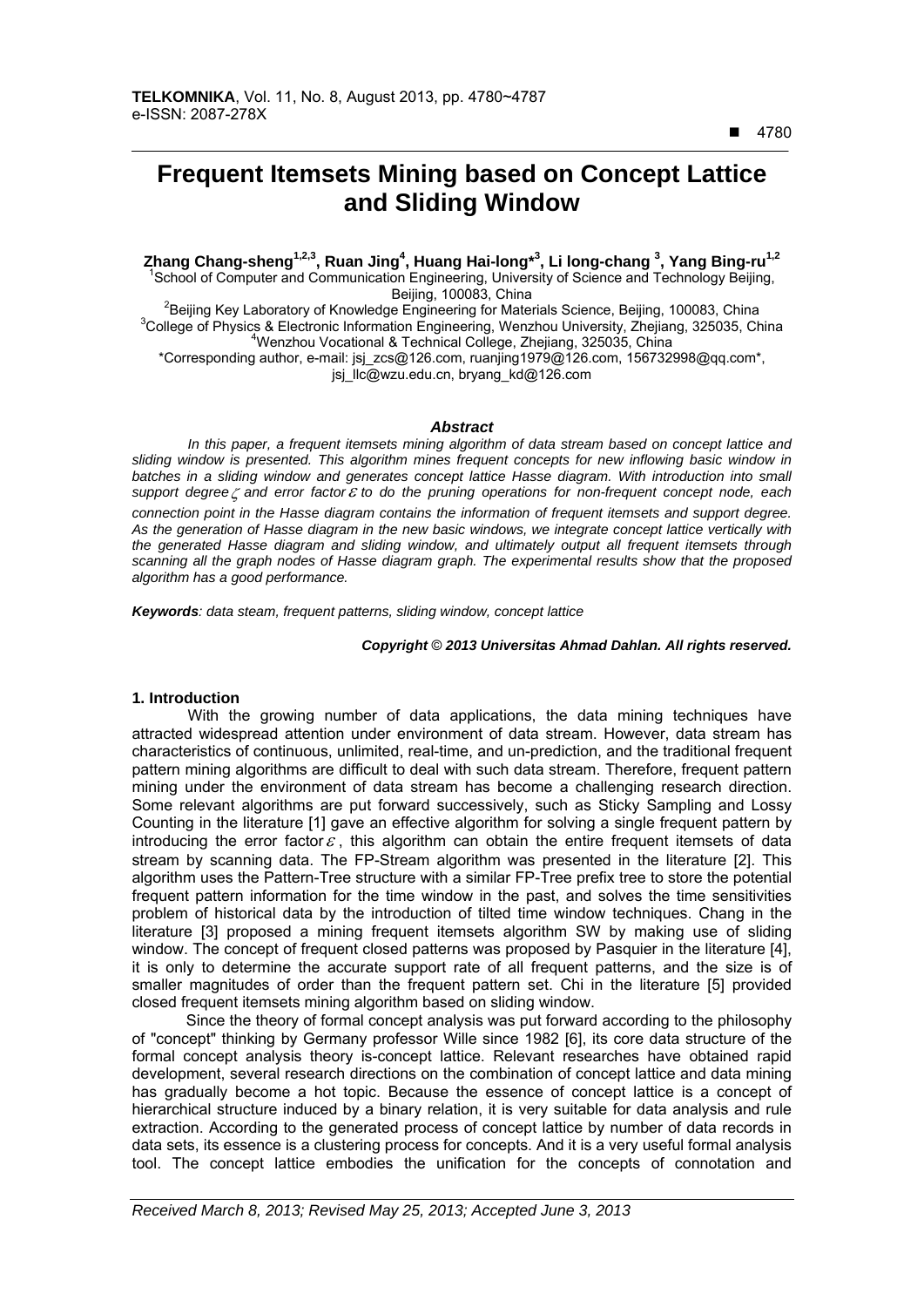# Frequent Itemsets Mining based on Concept Lattice and Sliding Window

**Zhang Chang-sheng[1,2,3], Ruan Jing[4], Huang Hai-long*[3], Li long-chang [3], Yang Bing-ru[1,2]**

[1]School of Computer and Communication Engineering, University of Science and Technology Beijing, Beijing, 100083, China

[2]Beijing Key Laboratory of Knowledge Engineering for Materials Science, Beijing, 100083, China

[3]College of Physics & Electronic Information Engineering, Wenzhou University, Zhejiang, 325035, China

[4]Wenzhou Vocational & Technical College, Zhejiang, 325035, China

*Corresponding author, e-mail: jsj_zcs@126.com, ruanjing1979@126.com, 156732998@qq.com*, jsj_llc@wzu.edu.cn, bryang_kd@126.com

### *Abstract*

*In this paper, a frequent itemsets mining algorithm of data stream based on concept lattice and sliding window is presented. This algorithm mines frequent concepts for new inflowing basic window in batches in a sliding window and generates concept lattice Hasse diagram. With introduction into small support degree $\zeta$ and error factor $\varepsilon$ to do the pruning operations for non-frequent concept node, each connection point in the Hasse diagram contains the information of frequent itemsets and support degree. As the generation of Hasse diagram in the new basic windows, we integrate concept lattice vertically with the generated Hasse diagram and sliding window, and ultimately output all frequent itemsets through scanning all the graph nodes of Hasse diagram graph. The experimental results show that the proposed algorithm has a good performance.*

***Keywords****: data steam, frequent patterns, sliding window, concept lattice*

***Copyright © 2013 Universitas Ahmad Dahlan. All rights reserved.***

## 1. Introduction

With the growing number of data applications, the data mining techniques have attracted widespread attention under environment of data stream. However, data stream has characteristics of continuous, unlimited, real-time, and un-prediction, and the traditional frequent pattern mining algorithms are difficult to deal with such data stream. Therefore, frequent pattern mining under the environment of data stream has become a challenging research direction. Some relevant algorithms are put forward successively, such as Sticky Sampling and Lossy Counting in the literature [1] gave an effective algorithm for solving a single frequent pattern by introducing the error factor $\varepsilon$, this algorithm can obtain the entire frequent itemsets of data stream by scanning data. The FP-Stream algorithm was presented in the literature [2]. This algorithm uses the Pattern-Tree structure with a similar FP-Tree prefix tree to store the potential frequent pattern information for the time window in the past, and solves the time sensitivities problem of historical data by the introduction of tilted time window techniques. Chang in the literature [3] proposed a mining frequent itemsets algorithm SW by making use of sliding window. The concept of frequent closed patterns was proposed by Pasquier in the literature [4], it is only to determine the accurate support rate of all frequent patterns, and the size is of smaller magnitudes of order than the frequent pattern set. Chi in the literature [5] provided closed frequent itemsets mining algorithm based on sliding window.

Since the theory of formal concept analysis was put forward according to the philosophy of "concept" thinking by Germany professor Wille since 1982 [6], its core data structure of the formal concept analysis theory is-concept lattice. Relevant researches have obtained rapid development, several research directions on the combination of concept lattice and data mining has gradually become a hot topic. Because the essence of concept lattice is a concept of hierarchical structure induced by a binary relation, it is very suitable for data analysis and rule extraction. According to the generated process of concept lattice by number of data records in data sets, its essence is a clustering process for concepts. And it is a very useful formal analysis tool. The concept lattice embodies the unification for the concepts of connotation and

*Received March 8, 2013; Revised May 25, 2013; Accepted June 3, 2013*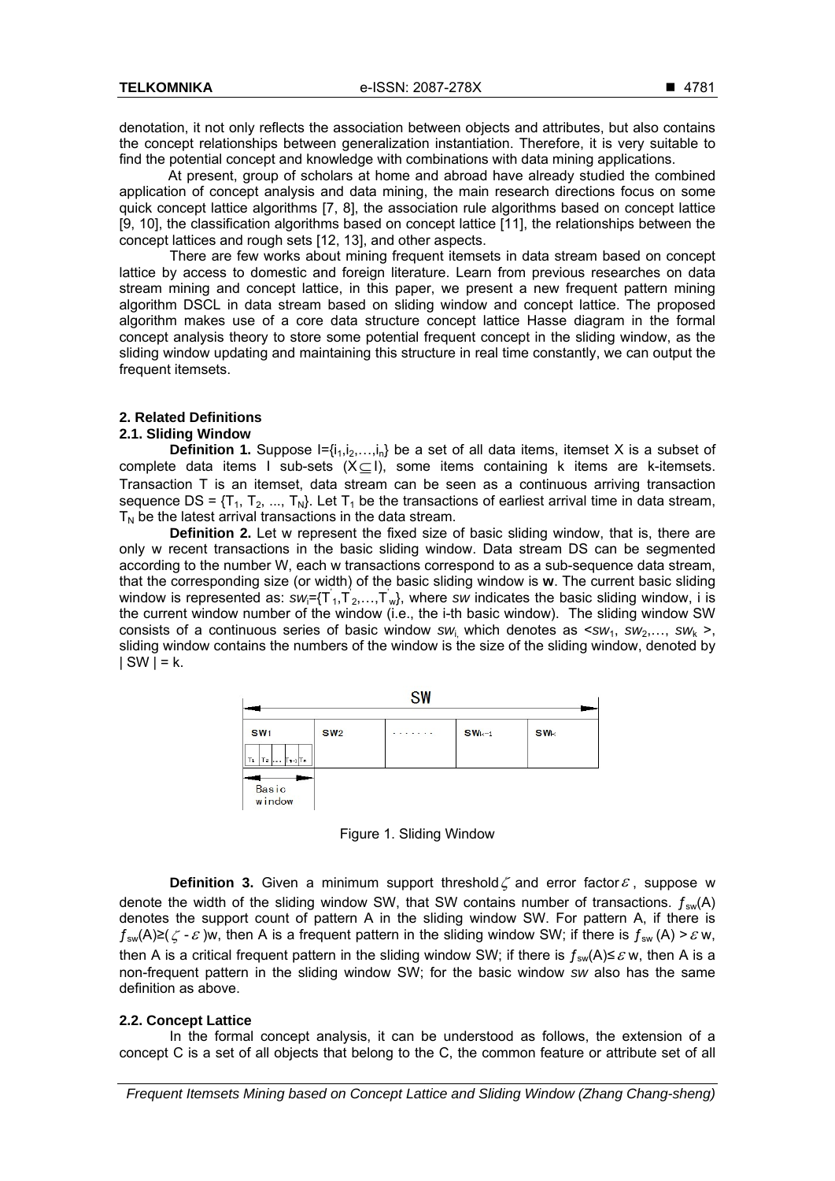denotation, it not only reflects the association between objects and attributes, but also contains the concept relationships between generalization instantiation. Therefore, it is very suitable to find the potential concept and knowledge with combinations with data mining applications.

At present, group of scholars at home and abroad have already studied the combined application of concept analysis and data mining, the main research directions focus on some quick concept lattice algorithms [7, 8], the association rule algorithms based on concept lattice [9, 10], the classification algorithms based on concept lattice [11], the relationships between the concept lattices and rough sets [12, 13], and other aspects.

There are few works about mining frequent itemsets in data stream based on concept lattice by access to domestic and foreign literature. Learn from previous researches on data stream mining and concept lattice, in this paper, we present a new frequent pattern mining algorithm DSCL in data stream based on sliding window and concept lattice. The proposed algorithm makes use of a core data structure concept lattice Hasse diagram in the formal concept analysis theory to store some potential frequent concept in the sliding window, as the sliding window updating and maintaining this structure in real time constantly, we can output the frequent itemsets.

## 2. Related Definitions

### 2.1. Sliding Window

**Definition 1.** Suppose $I=\{i_1,i_2,\ldots,i_n\}$ be a set of all data items, itemset X is a subset of complete data items I sub-sets ($X \subseteq I$), some items containing k items are k-itemsets. Transaction T is an itemset, data stream can be seen as a continuous arriving transaction sequence DS = $\{T_1, T_2, \ldots, T_N\}$. Let $T_1$ be the transactions of earliest arrival time in data stream, $T_N$ be the latest arrival transactions in the data stream.

**Definition 2.** Let w represent the fixed size of basic sliding window, that is, there are only w recent transactions in the basic sliding window. Data stream DS can be segmented according to the number W, each w transactions correspond to as a sub-sequence data stream, that the corresponding size (or width) of the basic sliding window is **w**. The current basic sliding window is represented as: $sw_i=\{T'_1,T'_2,\ldots,T'_w\}$, where *sw* indicates the basic sliding window, i is the current window number of the window (i.e., the i-th basic window). The sliding window SW consists of a continuous series of basic window $sw_i$, which denotes as $<sw_1, sw_2,\ldots, sw_k>$, sliding window contains the numbers of the window is the size of the sliding window, denoted by $|SW| = k$.

Figure 1. Sliding Window

**Definition 3.** Given a minimum support threshold $\zeta$ and error factor $\varepsilon$, suppose w denote the width of the sliding window SW, that SW contains number of transactions. $f_{sw}(A)$ denotes the support count of pattern A in the sliding window SW. For pattern A, if there is $f_{sw}(A) \geq (\zeta - \varepsilon)w$, then A is a frequent pattern in the sliding window SW; if there is $f_{sw}(A) > \varepsilon w$, then A is a critical frequent pattern in the sliding window SW; if there is $f_{sw}(A) \leq \varepsilon w$, then A is a non-frequent pattern in the sliding window SW; for the basic window *sw* also has the same definition as above.

### 2.2. Concept Lattice

In the formal concept analysis, it can be understood as follows, the extension of a concept C is a set of all objects that belong to the C, the common feature or attribute set of all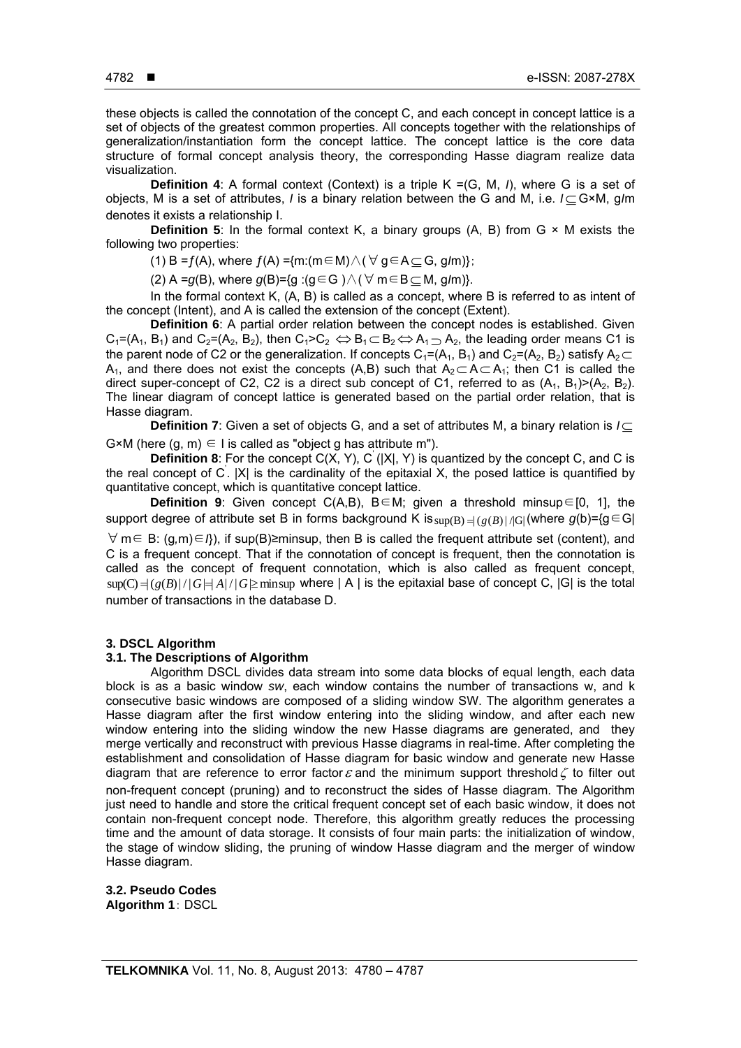these objects is called the connotation of the concept C, and each concept in concept lattice is a set of objects of the greatest common properties. All concepts together with the relationships of generalization/instantiation form the concept lattice. The concept lattice is the core data structure of formal concept analysis theory, the corresponding Hasse diagram realize data visualization.

**Definition 4**: A formal context (Context) is a triple K =(G, M, *I*), where G is a set of objects, M is a set of attributes, *I* is a binary relation between the G and M, i.e. $I \subseteq G \times M$, g*I*m denotes it exists a relationship I.

**Definition 5**: In the formal context K, a binary groups (A, B) from G × M exists the following two properties:

(1) B =$f$(A), where $f$(A) ={m:(m∈M)∧(∀g∈A⊆G, g*I*m)};

(2) A =$g$(B), where $g$(B)={g :(g∈G )∧(∀m∈B⊆M, g*I*m)}.

In the formal context K, (A, B) is called as a concept, where B is referred to as intent of the concept (Intent), and A is called the extension of the concept (Extent).

**Definition 6**: A partial order relation between the concept nodes is established. Given $C_1=(A_1, B_1)$ and $C_2=(A_2, B_2)$, then $C_1>C_2 \Leftrightarrow B_1 \subset B_2 \Leftrightarrow A_1 \supset A_2$, the leading order means C1 is the parent node of C2 or the generalization. If concepts $C_1=(A_1, B_1)$ and $C_2=(A_2, B_2)$ satisfy $A_2 \subset A_1$, and there does not exist the concepts (A,B) such that $A_2 \subset A \subset A_1$; then C1 is called the direct super-concept of C2, C2 is a direct sub concept of C1, referred to as $(A_1, B_1)>(A_2, B_2)$. The linear diagram of concept lattice is generated based on the partial order relation, that is Hasse diagram.

**Definition 7**: Given a set of objects G, and a set of attributes M, a binary relation is $I \subseteq G \times M$ (here (g, m) ∈ I is called as "object g has attribute m").

**Definition 8**: For the concept C(X, Y), $C'$(|X|, Y) is quantized by the concept C, and C is the real concept of $C'$. |X| is the cardinality of the epitaxial X, the posed lattice is quantified by quantitative concept, which is quantitative concept lattice.

**Definition 9**: Given concept C(A,B), B∈M; given a threshold minsup∈[0, 1], the support degree of attribute set B in forms background K is $\sup(B)=|(g(B)|/|G|$ (where $g$(b)={g∈G| ∀m∈ B: (g,m)∈*I*}), if sup(B)≥minsup, then B is called the frequent attribute set (content), and C is a frequent concept. That if the connotation of concept is frequent, then the connotation is called as the concept of frequent connotation, which is also called as frequent concept, $\sup(C)=|(g(B)|/|G|=|A|/|G|\geq \text{minsup}$ where | A | is the epitaxial base of concept C, |G| is the total number of transactions in the database D.

## 3. DSCL Algorithm

### 3.1. The Descriptions of Algorithm

Algorithm DSCL divides data stream into some data blocks of equal length, each data block is as a basic window *sw*, each window contains the number of transactions w, and k consecutive basic windows are composed of a sliding window SW. The algorithm generates a Hasse diagram after the first window entering into the sliding window, and after each new window entering into the sliding window the new Hasse diagrams are generated, and they merge vertically and reconstruct with previous Hasse diagrams in real-time. After completing the establishment and consolidation of Hasse diagram for basic window and generate new Hasse diagram that are reference to error factor $\varepsilon$ and the minimum support threshold $\zeta$ to filter out non-frequent concept (pruning) and to reconstruct the sides of Hasse diagram. The Algorithm just need to handle and store the critical frequent concept set of each basic window, it does not contain non-frequent concept node. Therefore, this algorithm greatly reduces the processing time and the amount of data storage. It consists of four main parts: the initialization of window, the stage of window sliding, the pruning of window Hasse diagram and the merger of window Hasse diagram.

### 3.2. Pseudo Codes

**Algorithm 1**: DSCL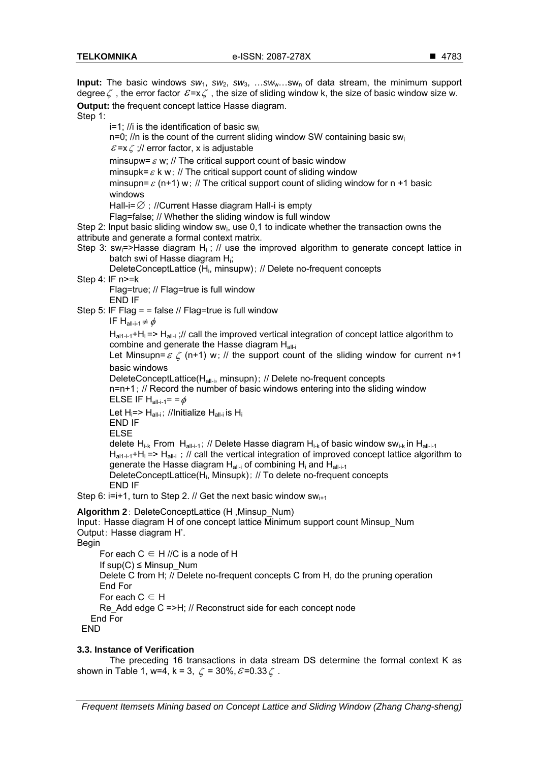**Input:** The basic windows $sw_1$, $sw_2$, $sw_3$, …$sw_w$…$sw_n$ of data stream, the minimum support degree $\zeta$, the error factor $\varepsilon$=x$\zeta$, the size of sliding window k, the size of basic window size w.

**Output:** the frequent concept lattice Hasse diagram.

Step 1:

i=1; //i is the identification of basic $sw_i$

n=0; //n is the count of the current sliding window SW containing basic $sw_i$

$\varepsilon$=x$\zeta$ ;// error factor, x is adjustable

minsupw=$\varepsilon$ w; // The critical support count of basic window

minsupk=$\varepsilon$ k w ; // The critical support count of sliding window

minsupn=$\varepsilon$ (n+1) w ; // The critical support count of sliding window for n +1 basic windows

Hall-i=$\varnothing$ ; //Current Hasse diagram Hall-i is empty

Flag=false; // Whether the sliding window is full window

Step 2: Input basic sliding window $sw_i$, use 0,1 to indicate whether the transaction owns the attribute and generate a formal context matrix.

Step 3: $sw_i$=>Hasse diagram $H_i$ ; // use the improved algorithm to generate concept lattice in batch swi of Hasse diagram $H_i$;

DeleteConceptLattice ($H_i$, minsupw) ; // Delete no-frequent concepts

Step 4: IF n>=k

Flag=true; // Flag=true is full window

END IF

Step 5: IF Flag = = false // Flag=true is full window

IF $H_{all-i-1} \neq \phi$

$H_{al1-i-1}$+$H_i$ => $H_{all-i}$ ;// call the improved vertical integration of concept lattice algorithm to combine and generate the Hasse diagram $H_{all-i}$

Let Minsupn=$\varepsilon$ $\zeta$ (n+1) w ; // the support count of the sliding window for current n+1 basic windows

DeleteConceptLattice($H_{all-i}$, minsupn) ; // Delete no-frequent concepts

n=n+1 ; // Record the number of basic windows entering into the sliding window

ELSE IF $H_{all-i-1}$= =$\phi$

Let $H_i$=> $H_{all-i}$ ; //Initialize $H_{all-i}$ is $H_i$

END IF

ELSE

delete $H_{i-k}$ From $H_{all-i-1}$ ; // Delete Hasse diagram $H_{i-k}$ of basic window $sw_{i-k}$ in $H_{all-i-1}$

$H_{al1-i-1}$+$H_i$ => $H_{all-i}$ ; // call the vertical integration of improved concept lattice algorithm to generate the Hasse diagram $H_{all-i}$ of combining $H_i$ and $H_{all-i-1}$

DeleteConceptLattice($H_i$, Minsupk) ; // To delete no-frequent concepts

END IF

Step 6: i=i+1, turn to Step 2. // Get the next basic window $sw_{i+1}$

**Algorithm 2** : DeleteConceptLattice (H ,Minsup_Num)

Input : Hasse diagram H of one concept lattice Minimum support count Minsup_Num

Output : Hasse diagram H'.

```
Begin
    For each C ∈ H //C is a node of H
    If sup(C) ≤ Minsup_Num
    Delete C from H; // Delete no-frequent concepts C from H, do the pruning operation
    End For
    For each C ∈ H
    Re_Add edge C =>H; // Reconstruct side for each concept node
  End For
END
```

### 3.3. Instance of Verification

The preceding 16 transactions in data stream DS determine the formal context K as shown in Table 1, w=4, k = 3, $\zeta$ = 30%, $\varepsilon$=0.33$\zeta$ .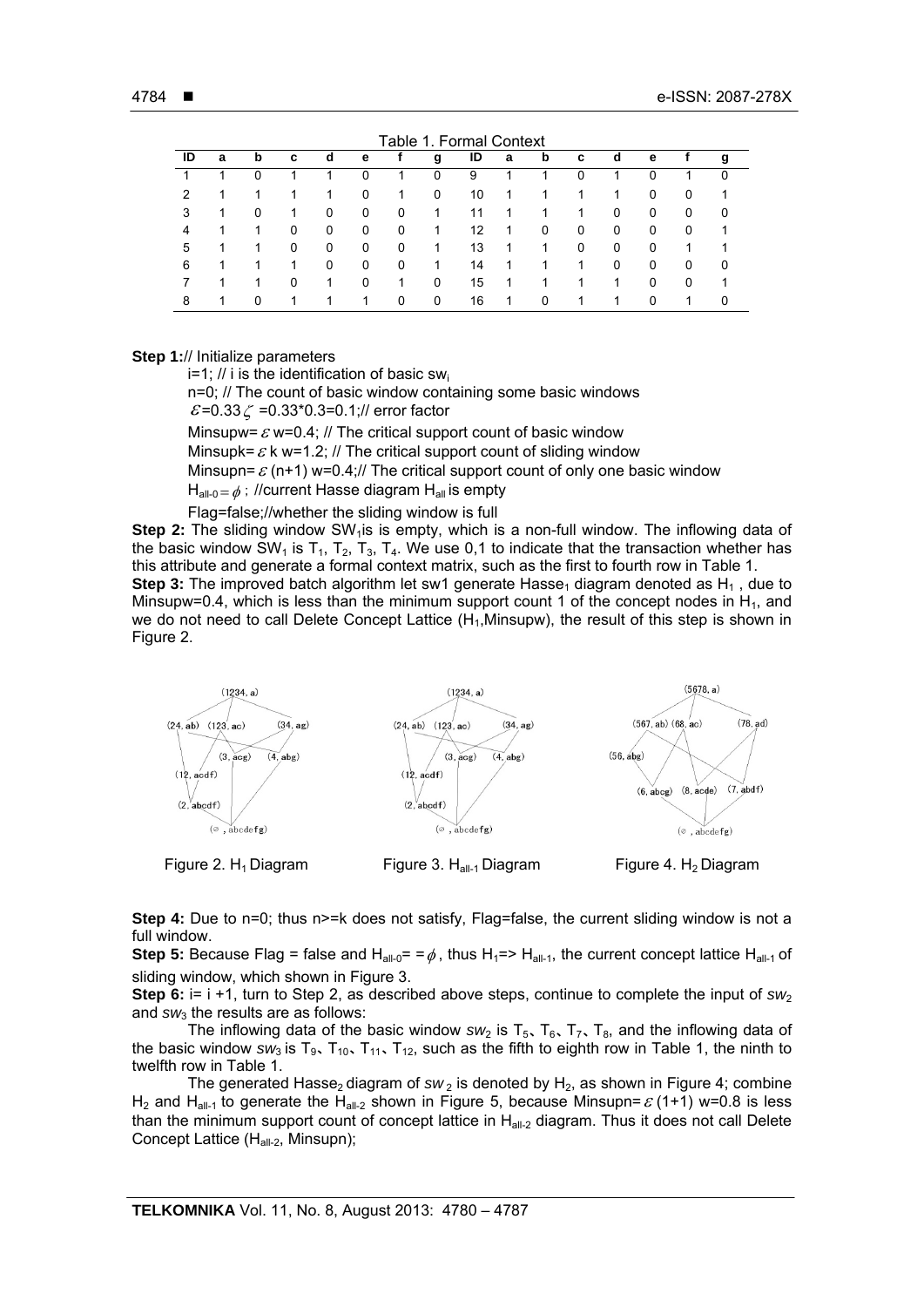Table 1. Formal Context

| ID | a | b | c | d | e | f | g | ID | a | b | c | d | e | f | g |
|---|---|---|---|---|---|---|---|---|---|---|---|---|---|---|---|
| 1 | 1 | 0 | 1 | 1 | 0 | 1 | 0 | 9 | 1 | 1 | 0 | 1 | 0 | 1 | 0 |
| 2 | 1 | 1 | 1 | 1 | 0 | 1 | 0 | 10 | 1 | 1 | 1 | 1 | 0 | 0 | 1 |
| 3 | 1 | 0 | 1 | 0 | 0 | 0 | 1 | 11 | 1 | 1 | 1 | 0 | 0 | 0 | 0 |
| 4 | 1 | 1 | 0 | 0 | 0 | 0 | 1 | 12 | 1 | 0 | 0 | 0 | 0 | 0 | 1 |
| 5 | 1 | 1 | 0 | 0 | 0 | 0 | 1 | 13 | 1 | 1 | 0 | 0 | 0 | 1 | 1 |
| 6 | 1 | 1 | 1 | 0 | 0 | 0 | 1 | 14 | 1 | 1 | 1 | 0 | 0 | 0 | 0 |
| 7 | 1 | 1 | 0 | 1 | 0 | 1 | 0 | 15 | 1 | 1 | 1 | 1 | 0 | 0 | 1 |
| 8 | 1 | 0 | 1 | 1 | 1 | 0 | 0 | 16 | 1 | 0 | 1 | 1 | 0 | 1 | 0 |

**Step 1:**// Initialize parameters

$i$=1; // i is the identification of basic $sw_i$

n=0; // The count of basic window containing some basic windows

$\varepsilon$=0.33$\zeta$ =0.33*0.3=0.1;// error factor

Minsupw= $\varepsilon$ w=0.4; // The critical support count of basic window

Minsupk= $\varepsilon$ k w=1.2; // The critical support count of sliding window

Minsupn= $\varepsilon$ (n+1) w=0.4;// The critical support count of only one basic window

$H_{all-0} = \phi$ ; //current Hasse diagram $H_{all}$ is empty

Flag=false;//whether the sliding window is full

**Step 2:** The sliding window $SW_1$is is empty, which is a non-full window. The inflowing data of the basic window $SW_1$ is $T_1$, $T_2$, $T_3$, $T_4$. We use 0,1 to indicate that the transaction whether has this attribute and generate a formal context matrix, such as the first to fourth row in Table 1.

**Step 3:** The improved batch algorithm let sw1 generate $Hasse_1$ diagram denoted as $H_1$ , due to Minsupw=0.4, which is less than the minimum support count 1 of the concept nodes in $H_1$, and we do not need to call Delete Concept Lattice ($H_1$,Minsupw), the result of this step is shown in Figure 2.

Figure 2. $H_1$ Diagram

Figure 3. $H_{all-1}$ Diagram

Figure 4. $H_2$ Diagram

**Step 4:** Due to n=0; thus n>=k does not satisfy, Flag=false, the current sliding window is not a full window.

**Step 5:** Because Flag = false and $H_{all-0}$= =$\phi$ , thus $H_1$=> $H_{all-1}$, the current concept lattice $H_{all-1}$ of sliding window, which shown in Figure 3.

**Step 6:** i= i +1, turn to Step 2, as described above steps, continue to complete the input of $sw_2$ and $sw_3$ the results are as follows:

The inflowing data of the basic window $sw_2$ is $T_5$、$T_6$、$T_7$、$T_8$, and the inflowing data of the basic window $sw_3$ is $T_9$、$T_{10}$、$T_{11}$、$T_{12}$, such as the fifth to eighth row in Table 1, the ninth to twelfth row in Table 1.

The generated $Hasse_2$ diagram of $sw_2$ is denoted by $H_2$, as shown in Figure 4; combine $H_2$ and $H_{all-1}$ to generate the $H_{all-2}$ shown in Figure 5, because Minsupn= $\varepsilon$ (1+1) w=0.8 is less than the minimum support count of concept lattice in $H_{all-2}$ diagram. Thus it does not call Delete Concept Lattice ($H_{all-2}$, Minsupn);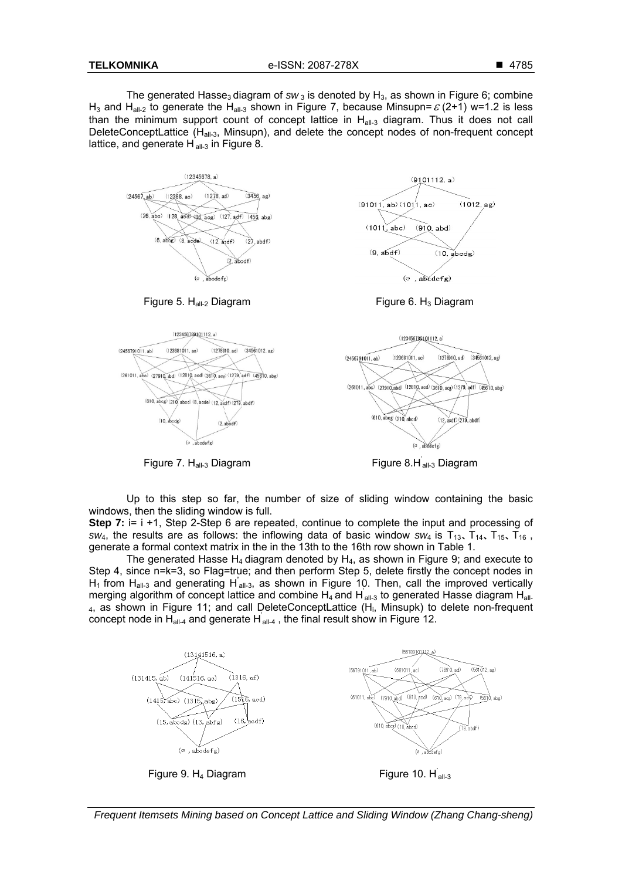The generated $Hasse_3$ diagram of $sw_3$ is denoted by $H_3$, as shown in Figure 6; combine $H_3$ and $H_{all\text{-}2}$ to generate the $H_{all\text{-}3}$ shown in Figure 7, because Minsupn= $\varepsilon$ (2+1) w=1.2 is less than the minimum support count of concept lattice in $H_{all\text{-}3}$ diagram. Thus it does not call DeleteConceptLattice ($H_{all\text{-}3}$, Minsupn), and delete the concept nodes of non-frequent concept lattice, and generate $H'_{all\text{-}3}$ in Figure 8.

Figure 5. $H_{all\text{-}2}$ Diagram

Figure 6. $H_3$ Diagram

Figure 7. $H_{all\text{-}3}$ Diagram

Figure 8. $H'_{all\text{-}3}$ Diagram

Up to this step so far, the number of size of sliding window containing the basic windows, then the sliding window is full.

**Step 7:** i= i +1, Step 2-Step 6 are repeated, continue to complete the input and processing of $sw_4$, the results are as follows: the inflowing data of basic window $sw_4$ is $T_{13}$、$T_{14}$、$T_{15}$、$T_{16}$ , generate a formal context matrix in the in the 13th to the 16th row shown in Table 1.

The generated Hasse $H_4$ diagram denoted by $H_4$, as shown in Figure 9; and execute to Step 4, since n=k=3, so Flag=true; and then perform Step 5, delete firstly the concept nodes in $H_1$ from $H_{all\text{-}3}$ and generating $H'_{all\text{-}3}$, as shown in Figure 10. Then, call the improved vertically merging algorithm of concept lattice and combine $H_4$ and $H'_{all\text{-}3}$ to generated Hasse diagram $H_{all\text{-}4}$, as shown in Figure 11; and call DeleteConceptLattice ($H_i$, Minsupk) to delete non-frequent concept node in $H_{all\text{-}4}$ and generate $H'_{all\text{-}4}$ , the final result show in Figure 12.

Figure 9. $H_4$ Diagram

Figure 10. $H'_{all\text{-}3}$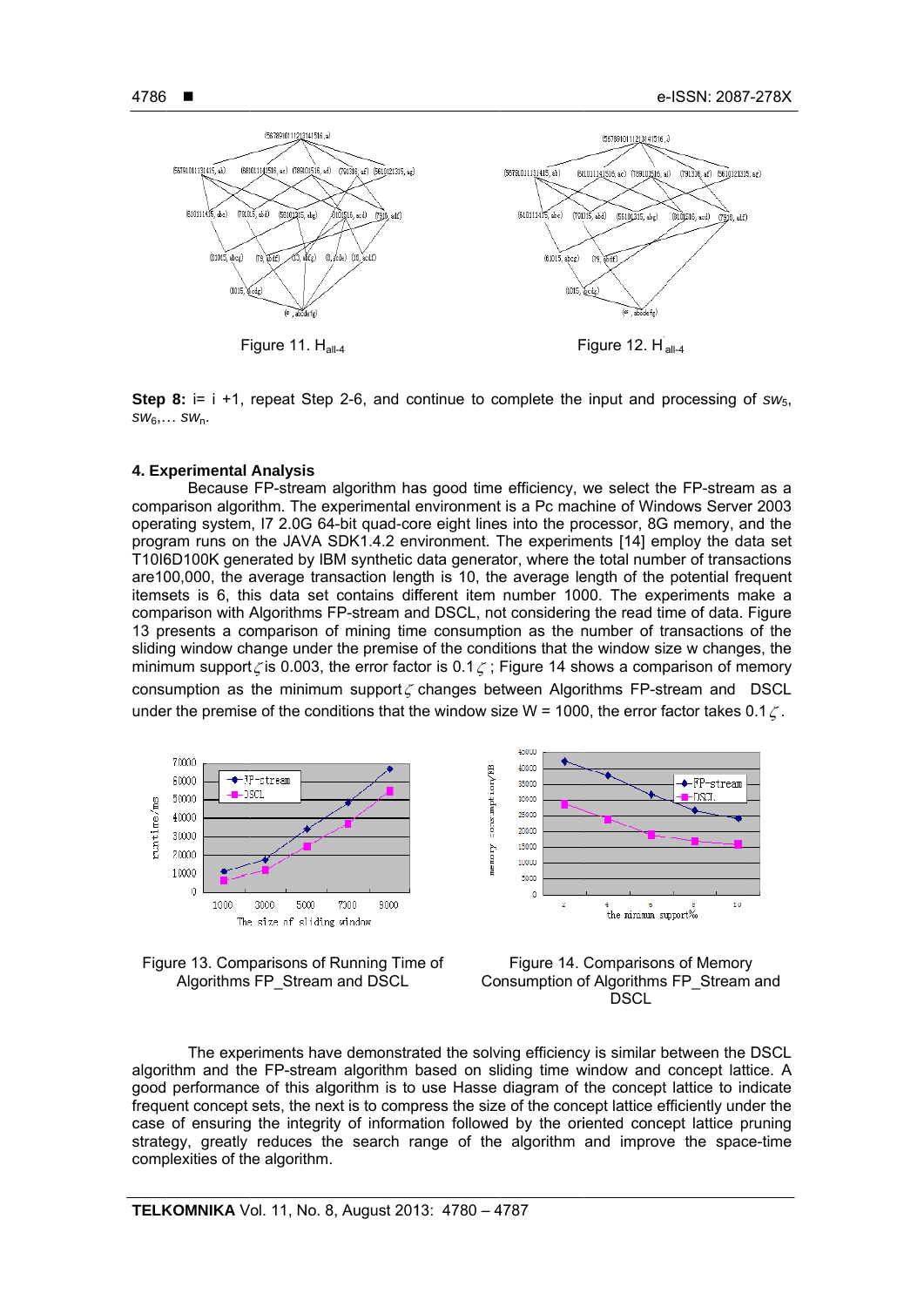Figure 11. $H_{all-4}$

Figure 12. $H'_{all-4}$

**Step 8:** i= i +1, repeat Step 2-6, and continue to complete the input and processing of $sw_5$, $sw_6$,… $sw_n$.

### 4. Experimental Analysis

Because FP-stream algorithm has good time efficiency, we select the FP-stream as a comparison algorithm. The experimental environment is a Pc machine of Windows Server 2003 operating system, I7 2.0G 64-bit quad-core eight lines into the processor, 8G memory, and the program runs on the JAVA SDK1.4.2 environment. The experiments [14] employ the data set T10I6D100K generated by IBM synthetic data generator, where the total number of transactions are100,000, the average transaction length is 10, the average length of the potential frequent itemsets is 6, this data set contains different item number 1000. The experiments make a comparison with Algorithms FP-stream and DSCL, not considering the read time of data. Figure 13 presents a comparison of mining time consumption as the number of transactions of the sliding window change under the premise of the conditions that the window size w changes, the minimum support $\zeta$ is 0.003, the error factor is 0.1$\zeta$; Figure 14 shows a comparison of memory consumption as the minimum support $\zeta$ changes between Algorithms FP-stream and DSCL under the premise of the conditions that the window size W = 1000, the error factor takes 0.1$\zeta$.

Figure 13. Comparisons of Running Time of Algorithms FP_Stream and DSCL

Figure 14. Comparisons of Memory Consumption of Algorithms FP_Stream and DSCL

The experiments have demonstrated the solving efficiency is similar between the DSCL algorithm and the FP-stream algorithm based on sliding time window and concept lattice. A good performance of this algorithm is to use Hasse diagram of the concept lattice to indicate frequent concept sets, the next is to compress the size of the concept lattice efficiently under the case of ensuring the integrity of information followed by the oriented concept lattice pruning strategy, greatly reduces the search range of the algorithm and improve the space-time complexities of the algorithm.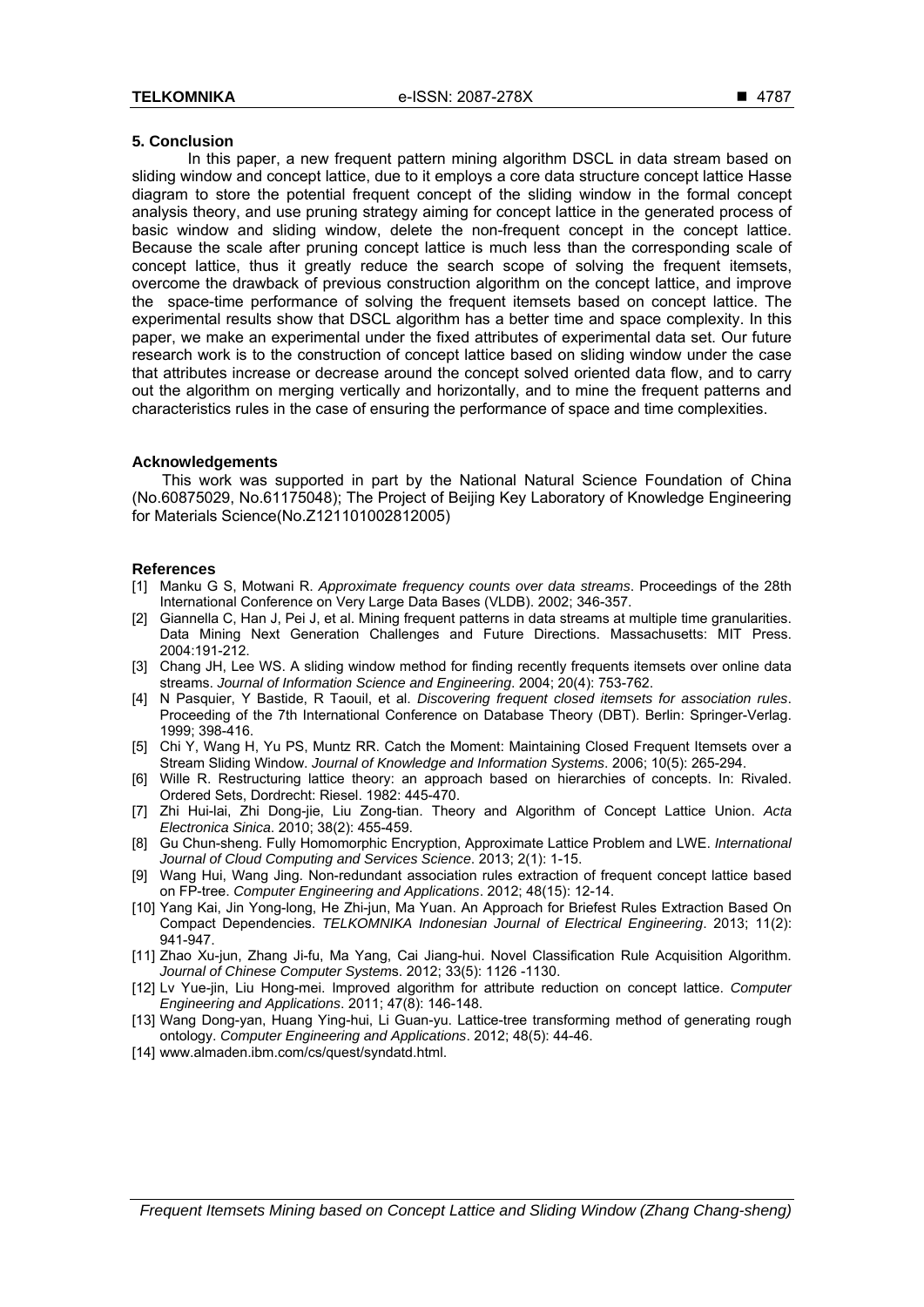## 5. Conclusion

In this paper, a new frequent pattern mining algorithm DSCL in data stream based on sliding window and concept lattice, due to it employs a core data structure concept lattice Hasse diagram to store the potential frequent concept of the sliding window in the formal concept analysis theory, and use pruning strategy aiming for concept lattice in the generated process of basic window and sliding window, delete the non-frequent concept in the concept lattice. Because the scale after pruning concept lattice is much less than the corresponding scale of concept lattice, thus it greatly reduce the search scope of solving the frequent itemsets, overcome the drawback of previous construction algorithm on the concept lattice, and improve the space-time performance of solving the frequent itemsets based on concept lattice. The experimental results show that DSCL algorithm has a better time and space complexity. In this paper, we make an experimental under the fixed attributes of experimental data set. Our future research work is to the construction of concept lattice based on sliding window under the case that attributes increase or decrease around the concept solved oriented data flow, and to carry out the algorithm on merging vertically and horizontally, and to mine the frequent patterns and characteristics rules in the case of ensuring the performance of space and time complexities.

### Acknowledgements

This work was supported in part by the National Natural Science Foundation of China (No.60875029, No.61175048); The Project of Beijing Key Laboratory of Knowledge Engineering for Materials Science(No.Z121101002812005)

### References

[1] Manku G S, Motwani R. *Approximate frequency counts over data streams*. Proceedings of the 28th International Conference on Very Large Data Bases (VLDB). 2002; 346-357.

[2] Giannella C, Han J, Pei J, et al. Mining frequent patterns in data streams at multiple time granularities. Data Mining Next Generation Challenges and Future Directions. Massachusetts: MIT Press. 2004:191-212.

[3] Chang JH, Lee WS. A sliding window method for finding recently frequents itemsets over online data streams. *Journal of Information Science and Engineering*. 2004; 20(4): 753-762.

[4] N Pasquier, Y Bastide, R Taouil, et al. *Discovering frequent closed itemsets for association rules*. Proceeding of the 7th International Conference on Database Theory (DBT). Berlin: Springer-Verlag. 1999; 398-416.

[5] Chi Y, Wang H, Yu PS, Muntz RR. Catch the Moment: Maintaining Closed Frequent Itemsets over a Stream Sliding Window. *Journal of Knowledge and Information Systems*. 2006; 10(5): 265-294.

[6] Wille R. Restructuring lattice theory: an approach based on hierarchies of concepts. In: Rivaled. Ordered Sets, Dordrecht: Riesel. 1982: 445-470.

[7] Zhi Hui-lai, Zhi Dong-jie, Liu Zong-tian. Theory and Algorithm of Concept Lattice Union. *Acta Electronica Sinica*. 2010; 38(2): 455-459.

[8] Gu Chun-sheng. Fully Homomorphic Encryption, Approximate Lattice Problem and LWE. *International Journal of Cloud Computing and Services Science*. 2013; 2(1): 1-15.

[9] Wang Hui, Wang Jing. Non-redundant association rules extraction of frequent concept lattice based on FP-tree. *Computer Engineering and Applications*. 2012; 48(15): 12-14.

[10] Yang Kai, Jin Yong-long, He Zhi-jun, Ma Yuan. An Approach for Briefest Rules Extraction Based On Compact Dependencies. *TELKOMNIKA Indonesian Journal of Electrical Engineering*. 2013; 11(2): 941-947.

[11] Zhao Xu-jun, Zhang Ji-fu, Ma Yang, Cai Jiang-hui. Novel Classification Rule Acquisition Algorithm. *Journal of Chinese Computer Systems*. 2012; 33(5): 1126 -1130.

[12] Lv Yue-jin, Liu Hong-mei. Improved algorithm for attribute reduction on concept lattice. *Computer Engineering and Applications*. 2011; 47(8): 146-148.

[13] Wang Dong-yan, Huang Ying-hui, Li Guan-yu. Lattice-tree transforming method of generating rough ontology. *Computer Engineering and Applications*. 2012; 48(5): 44-46.

[14] www.almaden.ibm.com/cs/quest/syndatd.html.